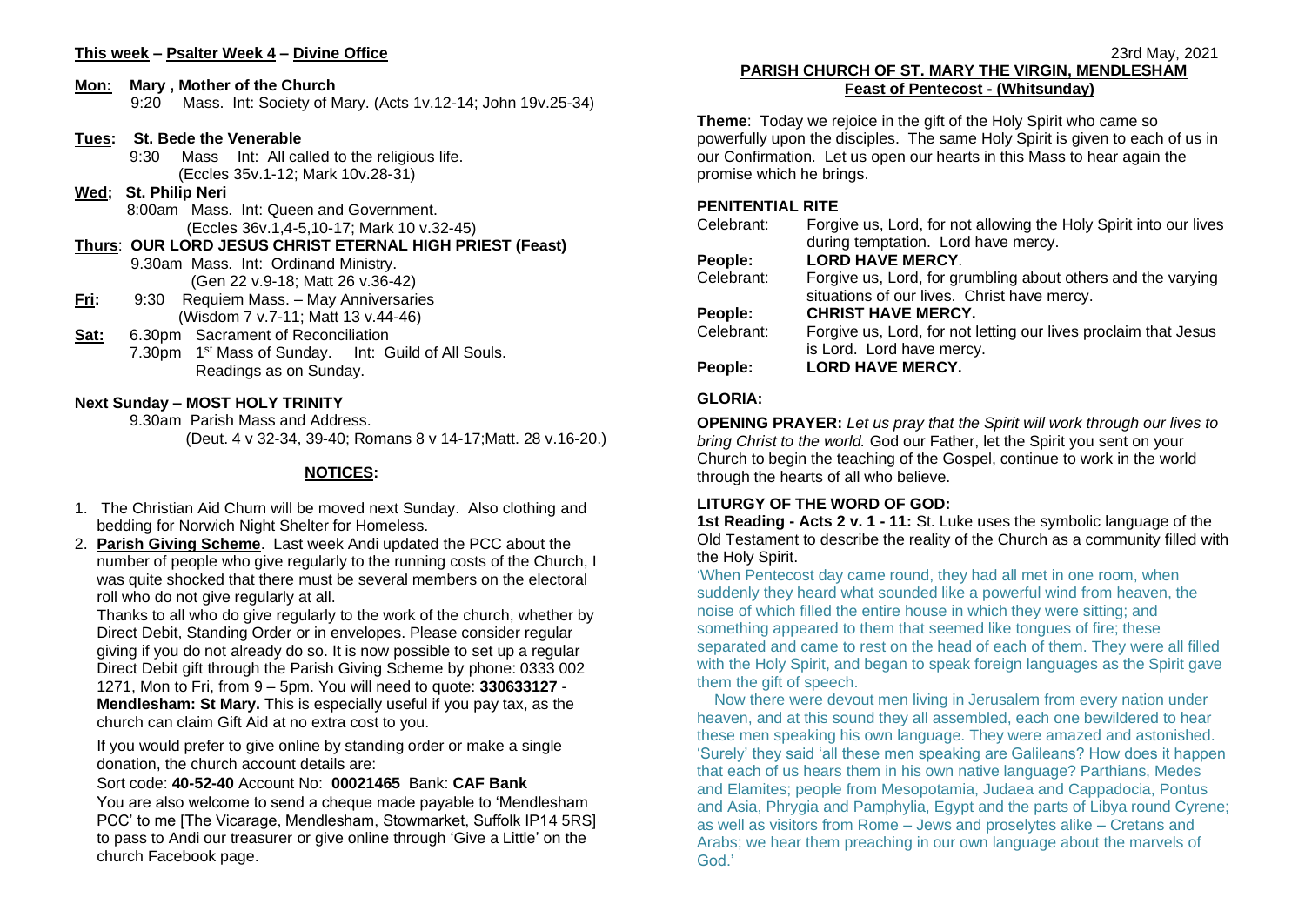**This week – Psalter Week 4 – Divine Office**

**Mon: Mary , Mother of the Church**
9:20 Mass. Int: Society of Mary. (Acts 1v.12-14; John 19v.25-34)

**Tues: St. Bede the Venerable**
9:30 Mass Int: All called to the religious life.
(Eccles 35v.1-12; Mark 10v.28-31)

**Wed; St. Philip Neri**
8:00am Mass. Int: Queen and Government.
(Eccles 36v.1,4-5,10-17; Mark 10 v.32-45)

**Thurs: OUR LORD JESUS CHRIST ETERNAL HIGH PRIEST (Feast)**
9.30am Mass. Int: Ordinand Ministry.
(Gen 22 v.9-18; Matt 26 v.36-42)

**Fri:** 9:30 Requiem Mass. – May Anniversaries
(Wisdom 7 v.7-11; Matt 13 v.44-46)

**Sat:** 6.30pm Sacrament of Reconciliation
7.30pm 1st Mass of Sunday. Int: Guild of All Souls.
Readings as on Sunday.

**Next Sunday – MOST HOLY TRINITY**
9.30am Parish Mass and Address.
(Deut. 4 v 32-34, 39-40; Romans 8 v 14-17;Matt. 28 v.16-20.)

## NOTICES:

1. The Christian Aid Churn will be moved next Sunday. Also clothing and bedding for Norwich Night Shelter for Homeless.
2. **Parish Giving Scheme**. Last week Andi updated the PCC about the number of people who give regularly to the running costs of the Church, I was quite shocked that there must be several members on the electoral roll who do not give regularly at all.

   Thanks to all who do give regularly to the work of the church, whether by Direct Debit, Standing Order or in envelopes. Please consider regular giving if you do not already do so. It is now possible to set up a regular Direct Debit gift through the Parish Giving Scheme by phone: 0333 002 1271, Mon to Fri, from 9 – 5pm. You will need to quote: **330633127** - **Mendlesham: St Mary.** This is especially useful if you pay tax, as the church can claim Gift Aid at no extra cost to you.

   If you would prefer to give online by standing order or make a single donation, the church account details are:

   Sort code: **40-52-40** Account No: **00021465** Bank: **CAF Bank**
   You are also welcome to send a cheque made payable to 'Mendlesham PCC' to me [The Vicarage, Mendlesham, Stowmarket, Suffolk IP14 5RS] to pass to Andi our treasurer or give online through 'Give a Little' on the church Facebook page.

23rd May, 2021

**PARISH CHURCH OF ST. MARY THE VIRGIN, MENDLESHAM**
**Feast of Pentecost - (Whitsunday)**

**Theme**: Today we rejoice in the gift of the Holy Spirit who came so powerfully upon the disciples. The same Holy Spirit is given to each of us in our Confirmation. Let us open our hearts in this Mass to hear again the promise which he brings.

### PENITENTIAL RITE

Celebrant: Forgive us, Lord, for not allowing the Holy Spirit into our lives during temptation. Lord have mercy.
**People: LORD HAVE MERCY**.
Celebrant: Forgive us, Lord, for grumbling about others and the varying situations of our lives. Christ have mercy.
**People: CHRIST HAVE MERCY.**
Celebrant: Forgive us, Lord, for not letting our lives proclaim that Jesus is Lord. Lord have mercy.
**People: LORD HAVE MERCY.**

### GLORIA:

**OPENING PRAYER:** *Let us pray that the Spirit will work through our lives to bring Christ to the world.* God our Father, let the Spirit you sent on your Church to begin the teaching of the Gospel, continue to work in the world through the hearts of all who believe.

### LITURGY OF THE WORD OF GOD:

**1st Reading - Acts 2 v. 1 - 11:** St. Luke uses the symbolic language of the Old Testament to describe the reality of the Church as a community filled with the Holy Spirit.

'When Pentecost day came round, they had all met in one room, when suddenly they heard what sounded like a powerful wind from heaven, the noise of which filled the entire house in which they were sitting; and something appeared to them that seemed like tongues of fire; these separated and came to rest on the head of each of them. They were all filled with the Holy Spirit, and began to speak foreign languages as the Spirit gave them the gift of speech.

Now there were devout men living in Jerusalem from every nation under heaven, and at this sound they all assembled, each one bewildered to hear these men speaking his own language. They were amazed and astonished. 'Surely' they said 'all these men speaking are Galileans? How does it happen that each of us hears them in his own native language? Parthians, Medes and Elamites; people from Mesopotamia, Judaea and Cappadocia, Pontus and Asia, Phrygia and Pamphylia, Egypt and the parts of Libya round Cyrene; as well as visitors from Rome – Jews and proselytes alike – Cretans and Arabs; we hear them preaching in our own language about the marvels of God.'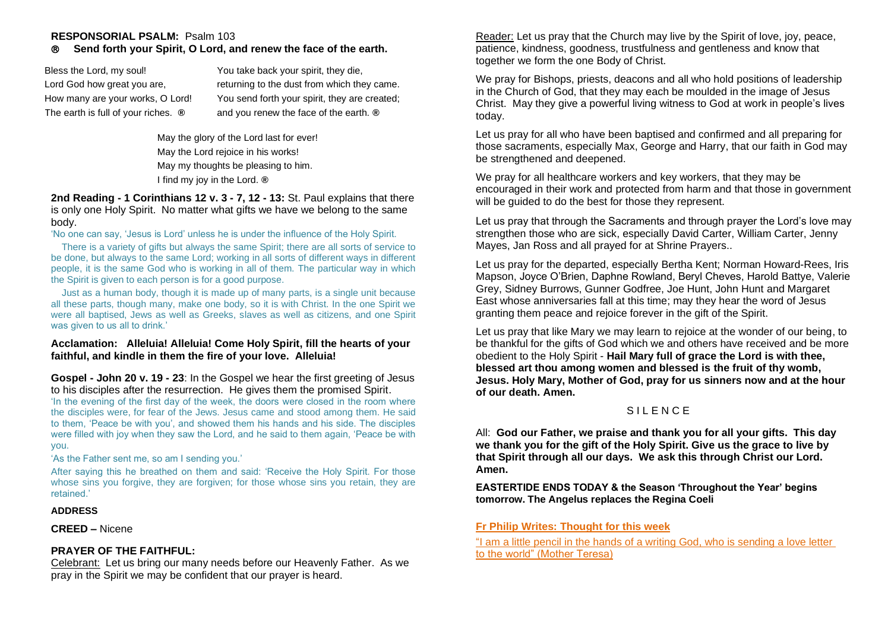**RESPONSORIAL PSALM:** Psalm 103

**® Send forth your Spirit, O Lord, and renew the face of the earth.**

Bless the Lord, my soul!
Lord God how great you are,
How many are your works, O Lord!
The earth is full of your riches. ®

You take back your spirit, they die,
returning to the dust from which they came.
You send forth your spirit, they are created;
and you renew the face of the earth. ®

May the glory of the Lord last for ever!
May the Lord rejoice in his works!
May my thoughts be pleasing to him.
I find my joy in the Lord. ®

**2nd Reading - 1 Corinthians 12 v. 3 - 7, 12 - 13:** St. Paul explains that there is only one Holy Spirit. No matter what gifts we have we belong to the same body.

'No one can say, 'Jesus is Lord' unless he is under the influence of the Holy Spirit.

There is a variety of gifts but always the same Spirit; there are all sorts of service to be done, but always to the same Lord; working in all sorts of different ways in different people, it is the same God who is working in all of them. The particular way in which the Spirit is given to each person is for a good purpose.

Just as a human body, though it is made up of many parts, is a single unit because all these parts, though many, make one body, so it is with Christ. In the one Spirit we were all baptised, Jews as well as Greeks, slaves as well as citizens, and one Spirit was given to us all to drink.'

**Acclamation: Alleluia! Alleluia! Come Holy Spirit, fill the hearts of your faithful, and kindle in them the fire of your love. Alleluia!**

**Gospel - John 20 v. 19 - 23**: In the Gospel we hear the first greeting of Jesus to his disciples after the resurrection. He gives them the promised Spirit.

'In the evening of the first day of the week, the doors were closed in the room where the disciples were, for fear of the Jews. Jesus came and stood among them. He said to them, 'Peace be with you', and showed them his hands and his side. The disciples were filled with joy when they saw the Lord, and he said to them again, 'Peace be with you.

'As the Father sent me, so am I sending you.'

After saying this he breathed on them and said: 'Receive the Holy Spirit. For those whose sins you forgive, they are forgiven; for those whose sins you retain, they are retained.'

**ADDRESS**

**CREED –** Nicene

**PRAYER OF THE FAITHFUL:**

Celebrant: Let us bring our many needs before our Heavenly Father. As we pray in the Spirit we may be confident that our prayer is heard.

Reader: Let us pray that the Church may live by the Spirit of love, joy, peace, patience, kindness, goodness, trustfulness and gentleness and know that together we form the one Body of Christ.

We pray for Bishops, priests, deacons and all who hold positions of leadership in the Church of God, that they may each be moulded in the image of Jesus Christ. May they give a powerful living witness to God at work in people's lives today.

Let us pray for all who have been baptised and confirmed and all preparing for those sacraments, especially Max, George and Harry, that our faith in God may be strengthened and deepened.

We pray for all healthcare workers and key workers, that they may be encouraged in their work and protected from harm and that those in government will be guided to do the best for those they represent.

Let us pray that through the Sacraments and through prayer the Lord's love may strengthen those who are sick, especially David Carter, William Carter, Jenny Mayes, Jan Ross and all prayed for at Shrine Prayers..

Let us pray for the departed, especially Bertha Kent; Norman Howard-Rees, Iris Mapson, Joyce O'Brien, Daphne Rowland, Beryl Cheves, Harold Battye, Valerie Grey, Sidney Burrows, Gunner Godfree, Joe Hunt, John Hunt and Margaret East whose anniversaries fall at this time; may they hear the word of Jesus granting them peace and rejoice forever in the gift of the Spirit.

Let us pray that like Mary we may learn to rejoice at the wonder of our being, to be thankful for the gifts of God which we and others have received and be more obedient to the Holy Spirit - **Hail Mary full of grace the Lord is with thee, blessed art thou among women and blessed is the fruit of thy womb, Jesus. Holy Mary, Mother of God, pray for us sinners now and at the hour of our death. Amen.**

SILENCE

All: **God our Father, we praise and thank you for all your gifts. This day we thank you for the gift of the Holy Spirit. Give us the grace to live by that Spirit through all our days. We ask this through Christ our Lord. Amen.**

**EASTERTIDE ENDS TODAY & the Season 'Throughout the Year' begins tomorrow. The Angelus replaces the Regina Coeli**

**Fr Philip Writes: Thought for this week**

"I am a little pencil in the hands of a writing God, who is sending a love letter to the world" (Mother Teresa)